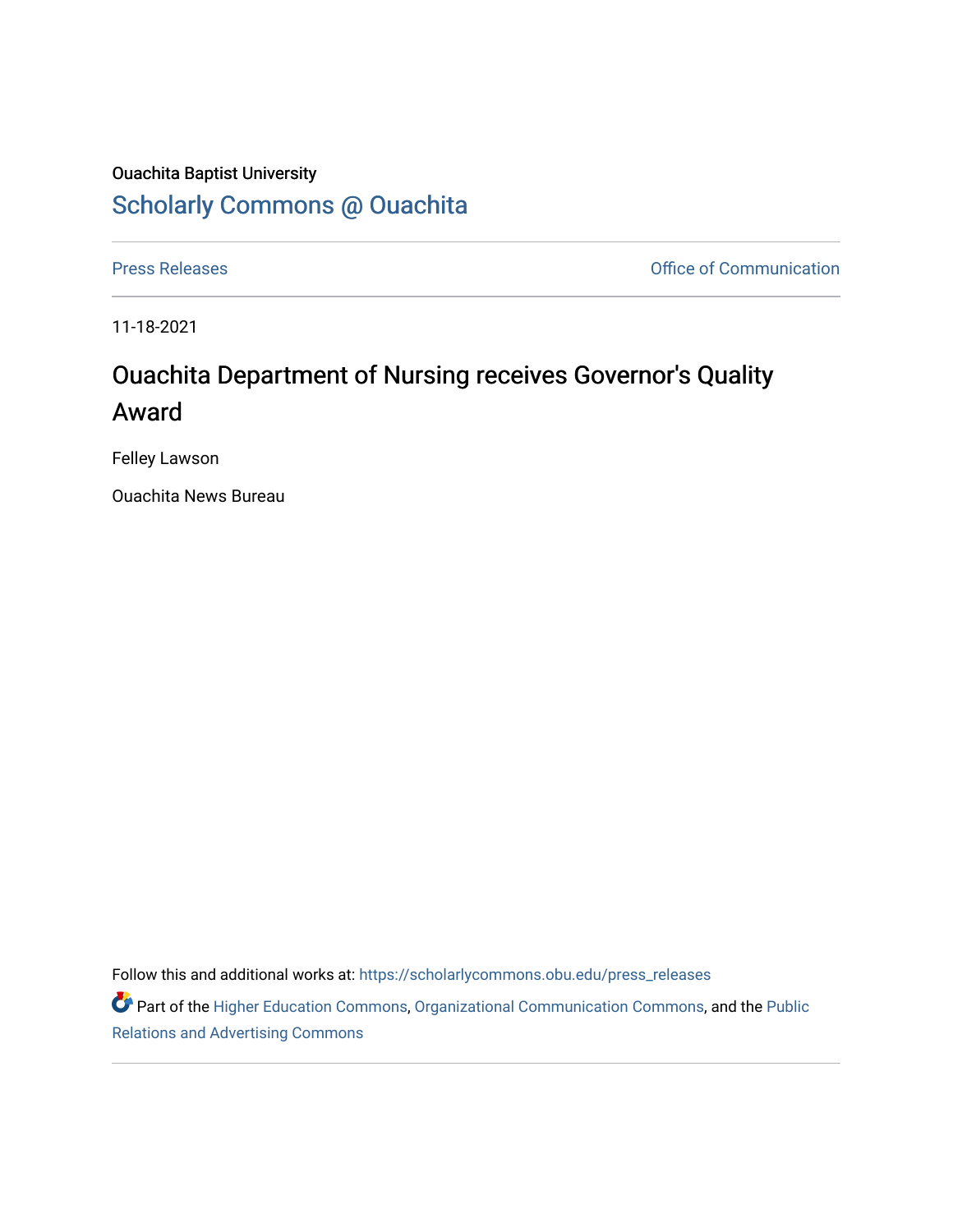Ouachita Baptist University

## Scholarly Commons @ Ouachita

Press Releases | Office of Communication

11-18-2021

# Ouachita Department of Nursing receives Governor's Quality Award

Felley Lawson

Ouachita News Bureau

Follow this and additional works at: https://scholarlycommons.obu.edu/press_releases

Part of the Higher Education Commons, Organizational Communication Commons, and the Public Relations and Advertising Commons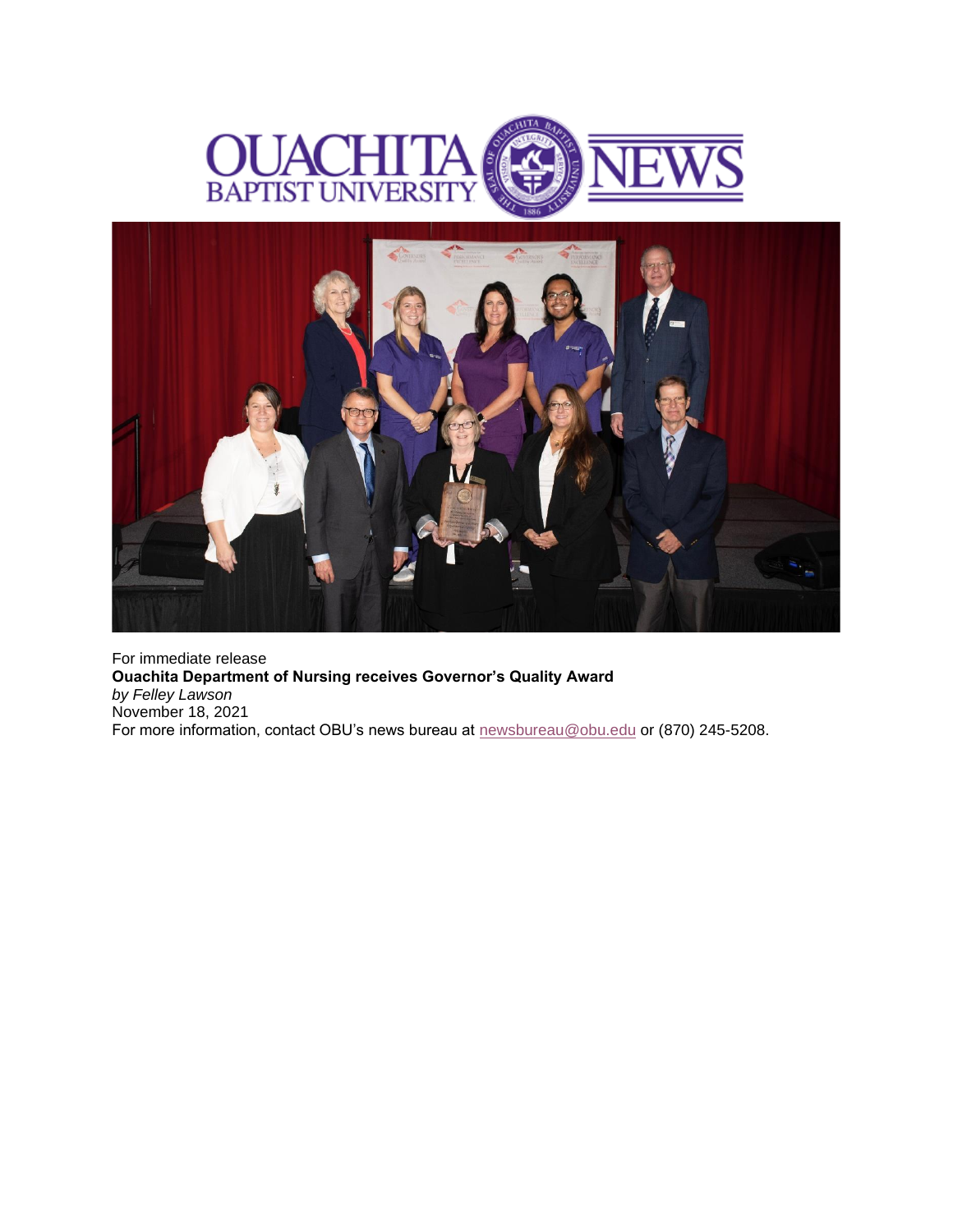For immediate release

**Ouachita Department of Nursing receives Governor's Quality Award**

*by Felley Lawson*

November 18, 2021

For more information, contact OBU's news bureau at newsbureau@obu.edu or (870) 245-5208.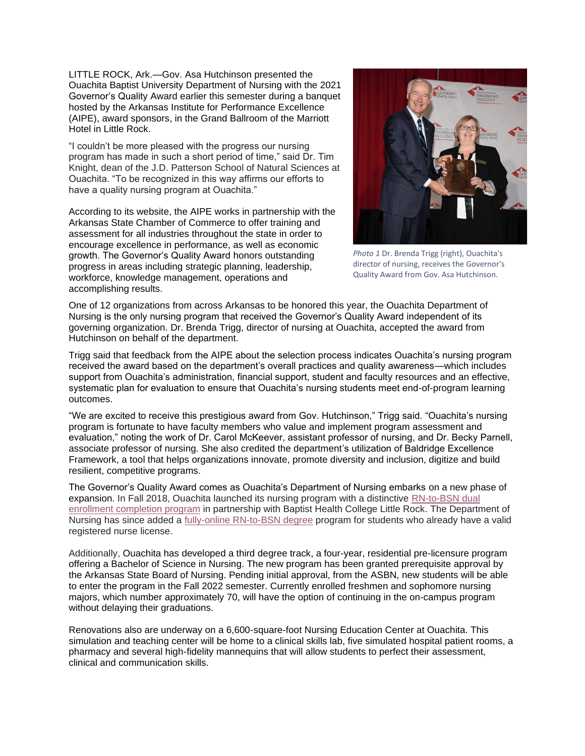LITTLE ROCK, Ark.—Gov. Asa Hutchinson presented the Ouachita Baptist University Department of Nursing with the 2021 Governor's Quality Award earlier this semester during a banquet hosted by the Arkansas Institute for Performance Excellence (AIPE), award sponsors, in the Grand Ballroom of the Marriott Hotel in Little Rock.

"I couldn't be more pleased with the progress our nursing program has made in such a short period of time," said Dr. Tim Knight, dean of the J.D. Patterson School of Natural Sciences at Ouachita. "To be recognized in this way affirms our efforts to have a quality nursing program at Ouachita."

According to its website, the AIPE works in partnership with the Arkansas State Chamber of Commerce to offer training and assessment for all industries throughout the state in order to encourage excellence in performance, as well as economic growth. The Governor's Quality Award honors outstanding progress in areas including strategic planning, leadership, workforce, knowledge management, operations and accomplishing results.

*Photo 1* Dr. Brenda Trigg (right), Ouachita's director of nursing, receives the Governor's Quality Award from Gov. Asa Hutchinson.

One of 12 organizations from across Arkansas to be honored this year, the Ouachita Department of Nursing is the only nursing program that received the Governor's Quality Award independent of its governing organization. Dr. Brenda Trigg, director of nursing at Ouachita, accepted the award from Hutchinson on behalf of the department.

Trigg said that feedback from the AIPE about the selection process indicates Ouachita's nursing program received the award based on the department's overall practices and quality awareness—which includes support from Ouachita's administration, financial support, student and faculty resources and an effective, systematic plan for evaluation to ensure that Ouachita's nursing students meet end-of-program learning outcomes.

"We are excited to receive this prestigious award from Gov. Hutchinson," Trigg said. "Ouachita's nursing program is fortunate to have faculty members who value and implement program assessment and evaluation," noting the work of Dr. Carol McKeever, assistant professor of nursing, and Dr. Becky Parnell, associate professor of nursing. She also credited the department's utilization of Baldridge Excellence Framework, a tool that helps organizations innovate, promote diversity and inclusion, digitize and build resilient, competitive programs.

The Governor's Quality Award comes as Ouachita's Department of Nursing embarks on a new phase of expansion. In Fall 2018, Ouachita launched its nursing program with a distinctive RN-to-BSN dual enrollment completion program in partnership with Baptist Health College Little Rock. The Department of Nursing has since added a fully-online RN-to-BSN degree program for students who already have a valid registered nurse license.

Additionally, Ouachita has developed a third degree track, a four-year, residential pre-licensure program offering a Bachelor of Science in Nursing. The new program has been granted prerequisite approval by the Arkansas State Board of Nursing. Pending initial approval, from the ASBN, new students will be able to enter the program in the Fall 2022 semester. Currently enrolled freshmen and sophomore nursing majors, which number approximately 70, will have the option of continuing in the on-campus program without delaying their graduations.

Renovations also are underway on a 6,600-square-foot Nursing Education Center at Ouachita. This simulation and teaching center will be home to a clinical skills lab, five simulated hospital patient rooms, a pharmacy and several high-fidelity mannequins that will allow students to perfect their assessment, clinical and communication skills.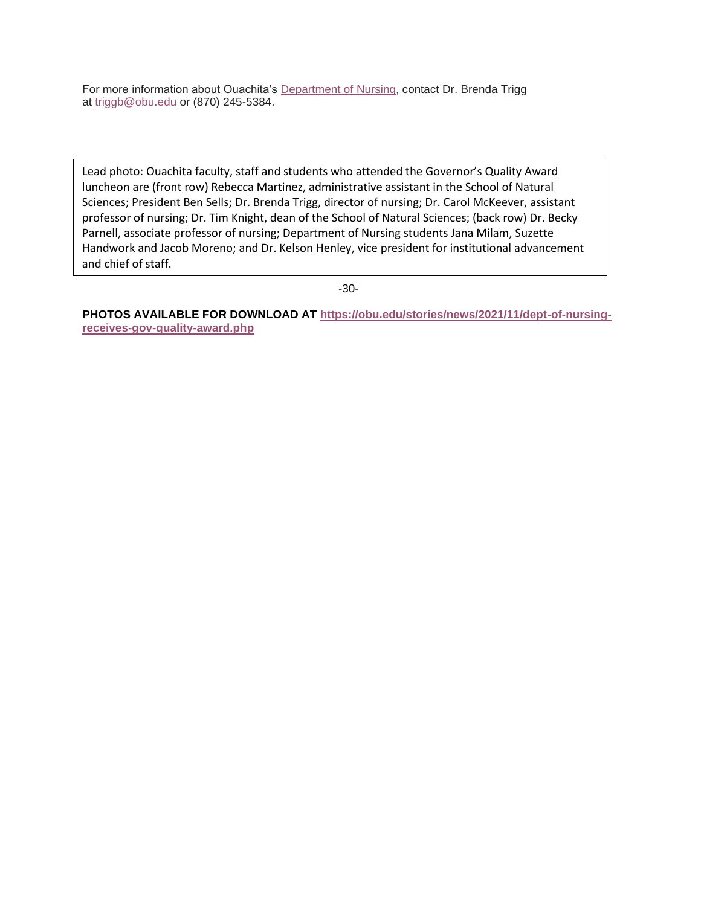For more information about Ouachita's Department of Nursing, contact Dr. Brenda Trigg at triggb@obu.edu or (870) 245-5384.

Lead photo: Ouachita faculty, staff and students who attended the Governor's Quality Award luncheon are (front row) Rebecca Martinez, administrative assistant in the School of Natural Sciences; President Ben Sells; Dr. Brenda Trigg, director of nursing; Dr. Carol McKeever, assistant professor of nursing; Dr. Tim Knight, dean of the School of Natural Sciences; (back row) Dr. Becky Parnell, associate professor of nursing; Department of Nursing students Jana Milam, Suzette Handwork and Jacob Moreno; and Dr. Kelson Henley, vice president for institutional advancement and chief of staff.

-30-

**PHOTOS AVAILABLE FOR DOWNLOAD AT https://obu.edu/stories/news/2021/11/dept-of-nursing-receives-gov-quality-award.php**